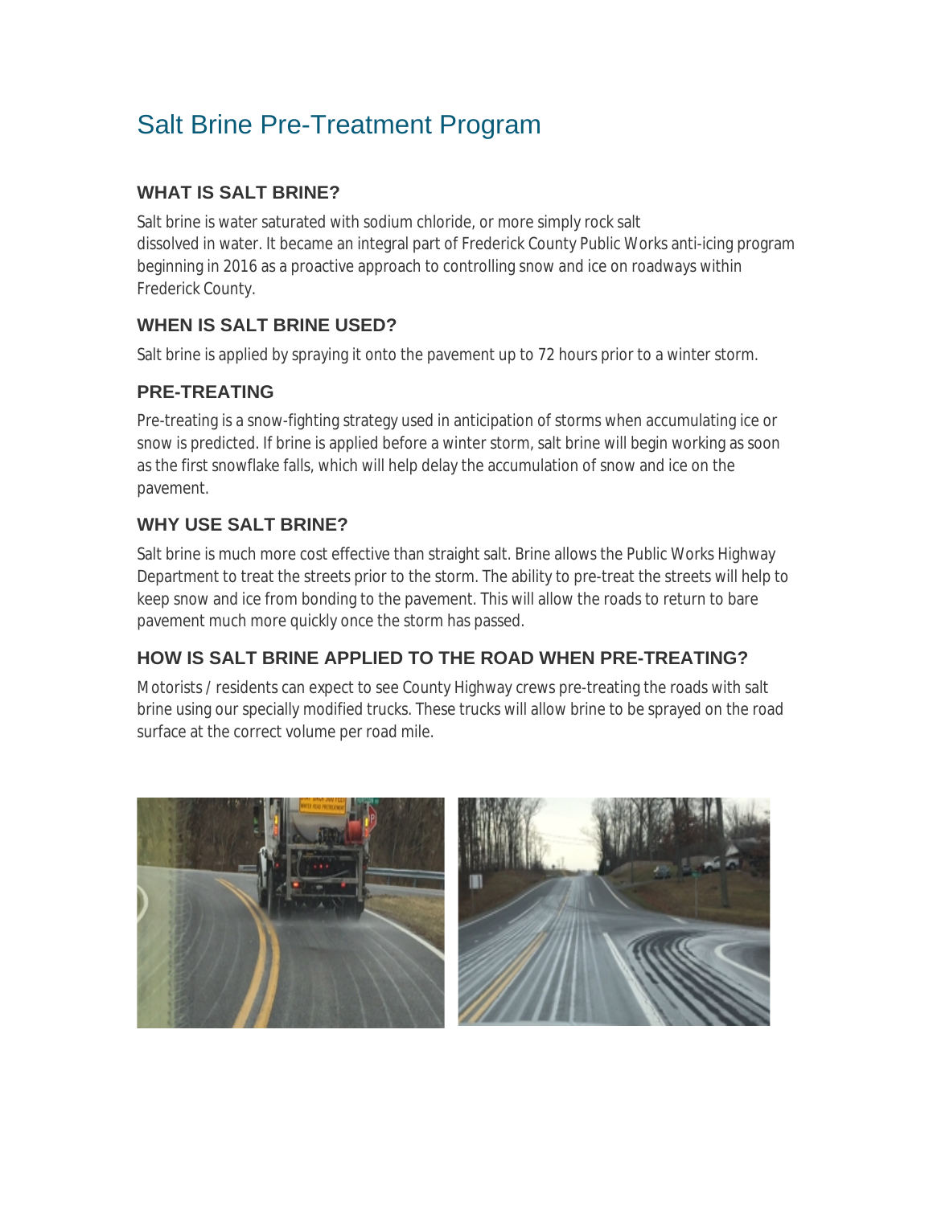# Salt Brine Pre-Treatment Program

## WHAT IS SALT BRINE?

Salt brine is water saturated with sodium chloride, or more simply rock salt dissolved in water. It became an integral part of Frederick County Public Works anti-icing program beginning in 2016 as a proactive approach to controlling snow and ice on roadways within Frederick County.

## WHEN IS SALT BRINE USED?

Salt brine is applied by spraying it onto the pavement up to 72 hours prior to a winter storm.

## PRE-TREATING

Pre-treating is a snow-fighting strategy used in anticipation of storms when accumulating ice or snow is predicted. If brine is applied before a winter storm, salt brine will begin working as soon as the first snowflake falls, which will help delay the accumulation of snow and ice on the pavement.

## WHY USE SALT BRINE?

Salt brine is much more cost effective than straight salt. Brine allows the Public Works Highway Department to treat the streets prior to the storm. The ability to pre-treat the streets will help to keep snow and ice from bonding to the pavement. This will allow the roads to return to bare pavement much more quickly once the storm has passed.

## HOW IS SALT BRINE APPLIED TO THE ROAD WHEN PRE-TREATING?

Motorists / residents can expect to see County Highway crews pre-treating the roads with salt brine using our specially modified trucks. These trucks will allow brine to be sprayed on the road surface at the correct volume per road mile.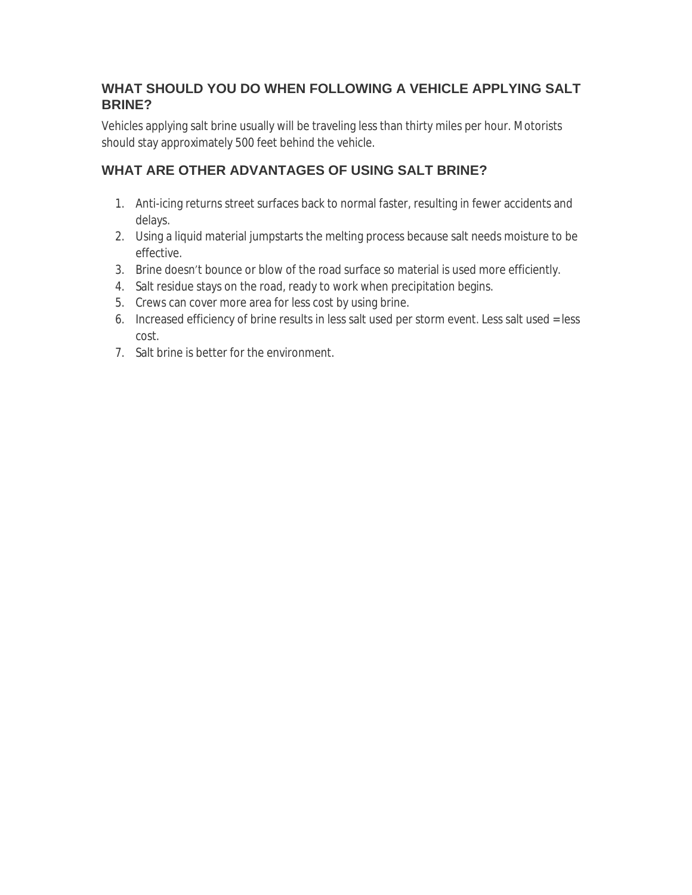## WHAT SHOULD YOU DO WHEN FOLLOWING A VEHICLE APPLYING SALT BRINE?

Vehicles applying salt brine usually will be traveling less than thirty miles per hour. Motorists should stay approximately 500 feet behind the vehicle.

## WHAT ARE OTHER ADVANTAGES OF USING SALT BRINE?

1. Anti-icing returns street surfaces back to normal faster, resulting in fewer accidents and delays.
2. Using a liquid material jumpstarts the melting process because salt needs moisture to be effective.
3. Brine doesn't bounce or blow of the road surface so material is used more efficiently.
4. Salt residue stays on the road, ready to work when precipitation begins.
5. Crews can cover more area for less cost by using brine.
6. Increased efficiency of brine results in less salt used per storm event. Less salt used = less cost.
7. Salt brine is better for the environment.